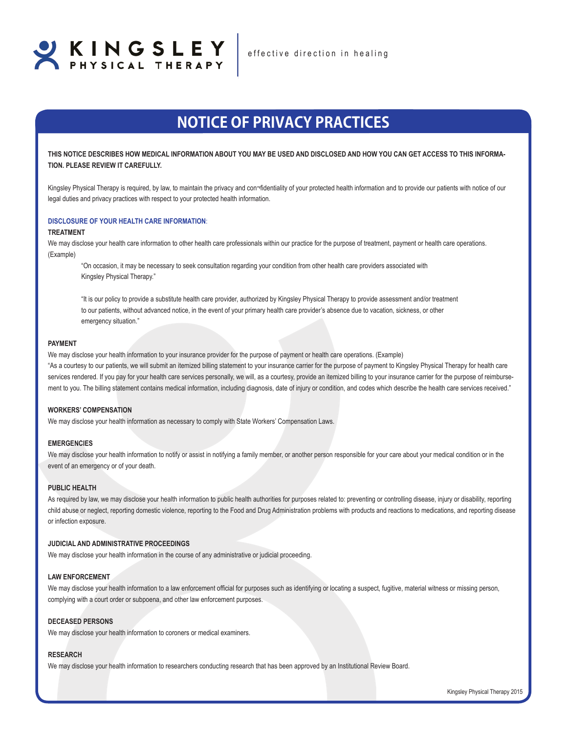KINGSLEY PHYSICAL THERAPY | effective direction in healing

# NOTICE OF PRIVACY PRACTICES

**THIS NOTICE DESCRIBES HOW MEDICAL INFORMATION ABOUT YOU MAY BE USED AND DISCLOSED AND HOW YOU CAN GET ACCESS TO THIS INFORMATION. PLEASE REVIEW IT CAREFULLY.**

Kingsley Physical Therapy is required, by law, to maintain the privacy and con¬fidentiality of your protected health information and to provide our patients with notice of our legal duties and privacy practices with respect to your protected health information.

## DISCLOSURE OF YOUR HEALTH CARE INFORMATION:

### TREATMENT

We may disclose your health care information to other health care professionals within our practice for the purpose of treatment, payment or health care operations. (Example)

> "On occasion, it may be necessary to seek consultation regarding your condition from other health care providers associated with Kingsley Physical Therapy."
>
> "It is our policy to provide a substitute health care provider, authorized by Kingsley Physical Therapy to provide assessment and/or treatment to our patients, without advanced notice, in the event of your primary health care provider's absence due to vacation, sickness, or other emergency situation."

### PAYMENT

We may disclose your health information to your insurance provider for the purpose of payment or health care operations. (Example)

"As a courtesy to our patients, we will submit an itemized billing statement to your insurance carrier for the purpose of payment to Kingsley Physical Therapy for health care services rendered. If you pay for your health care services personally, we will, as a courtesy, provide an itemized billing to your insurance carrier for the purpose of reimbursement to you. The billing statement contains medical information, including diagnosis, date of injury or condition, and codes which describe the health care services received."

### WORKERS' COMPENSATION

We may disclose your health information as necessary to comply with State Workers' Compensation Laws.

### EMERGENCIES

We may disclose your health information to notify or assist in notifying a family member, or another person responsible for your care about your medical condition or in the event of an emergency or of your death.

### PUBLIC HEALTH

As required by law, we may disclose your health information to public health authorities for purposes related to: preventing or controlling disease, injury or disability, reporting child abuse or neglect, reporting domestic violence, reporting to the Food and Drug Administration problems with products and reactions to medications, and reporting disease or infection exposure.

### JUDICIAL AND ADMINISTRATIVE PROCEEDINGS

We may disclose your health information in the course of any administrative or judicial proceeding.

### LAW ENFORCEMENT

We may disclose your health information to a law enforcement official for purposes such as identifying or locating a suspect, fugitive, material witness or missing person, complying with a court order or subpoena, and other law enforcement purposes.

### DECEASED PERSONS

We may disclose your health information to coroners or medical examiners.

### RESEARCH

We may disclose your health information to researchers conducting research that has been approved by an Institutional Review Board.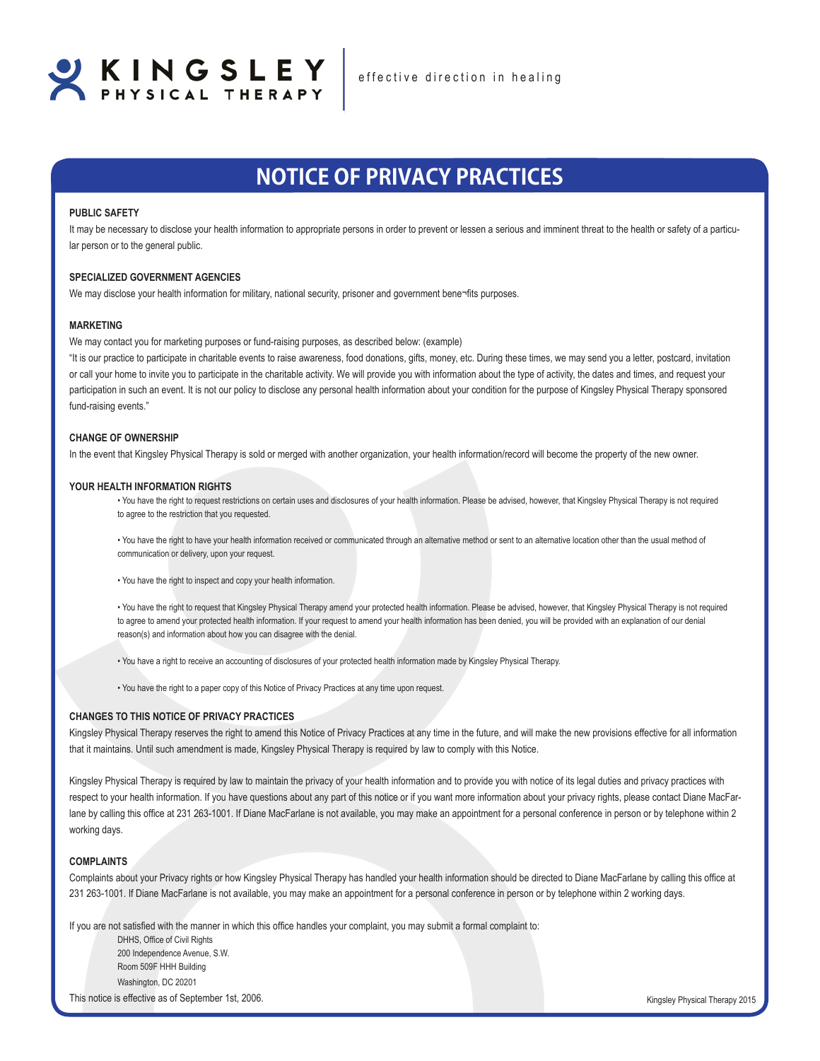# NOTICE OF PRIVACY PRACTICES

### PUBLIC SAFETY

It may be necessary to disclose your health information to appropriate persons in order to prevent or lessen a serious and imminent threat to the health or safety of a particular person or to the general public.

### SPECIALIZED GOVERNMENT AGENCIES

We may disclose your health information for military, national security, prisoner and government bene¬fits purposes.

### MARKETING

We may contact you for marketing purposes or fund-raising purposes, as described below: (example)

"It is our practice to participate in charitable events to raise awareness, food donations, gifts, money, etc. During these times, we may send you a letter, postcard, invitation or call your home to invite you to participate in the charitable activity. We will provide you with information about the type of activity, the dates and times, and request your participation in such an event. It is not our policy to disclose any personal health information about your condition for the purpose of Kingsley Physical Therapy sponsored fund-raising events."

### CHANGE OF OWNERSHIP

In the event that Kingsley Physical Therapy is sold or merged with another organization, your health information/record will become the property of the new owner.

### YOUR HEALTH INFORMATION RIGHTS

- You have the right to request restrictions on certain uses and disclosures of your health information. Please be advised, however, that Kingsley Physical Therapy is not required to agree to the restriction that you requested.
- You have the right to have your health information received or communicated through an alternative method or sent to an alternative location other than the usual method of communication or delivery, upon your request.
- You have the right to inspect and copy your health information.
- You have the right to request that Kingsley Physical Therapy amend your protected health information. Please be advised, however, that Kingsley Physical Therapy is not required to agree to amend your protected health information. If your request to amend your health information has been denied, you will be provided with an explanation of our denial reason(s) and information about how you can disagree with the denial.
- You have a right to receive an accounting of disclosures of your protected health information made by Kingsley Physical Therapy.
- You have the right to a paper copy of this Notice of Privacy Practices at any time upon request.

### CHANGES TO THIS NOTICE OF PRIVACY PRACTICES

Kingsley Physical Therapy reserves the right to amend this Notice of Privacy Practices at any time in the future, and will make the new provisions effective for all information that it maintains. Until such amendment is made, Kingsley Physical Therapy is required by law to comply with this Notice.

Kingsley Physical Therapy is required by law to maintain the privacy of your health information and to provide you with notice of its legal duties and privacy practices with respect to your health information. If you have questions about any part of this notice or if you want more information about your privacy rights, please contact Diane MacFarlane by calling this office at 231 263-1001. If Diane MacFarlane is not available, you may make an appointment for a personal conference in person or by telephone within 2 working days.

### COMPLAINTS

Complaints about your Privacy rights or how Kingsley Physical Therapy has handled your health information should be directed to Diane MacFarlane by calling this office at 231 263-1001. If Diane MacFarlane is not available, you may make an appointment for a personal conference in person or by telephone within 2 working days.

If you are not satisfied with the manner in which this office handles your complaint, you may submit a formal complaint to:

DHHS, Office of Civil Rights
200 Independence Avenue, S.W.
Room 509F HHH Building
Washington, DC 20201

This notice is effective as of September 1st, 2006.

Kingsley Physical Therapy 2015